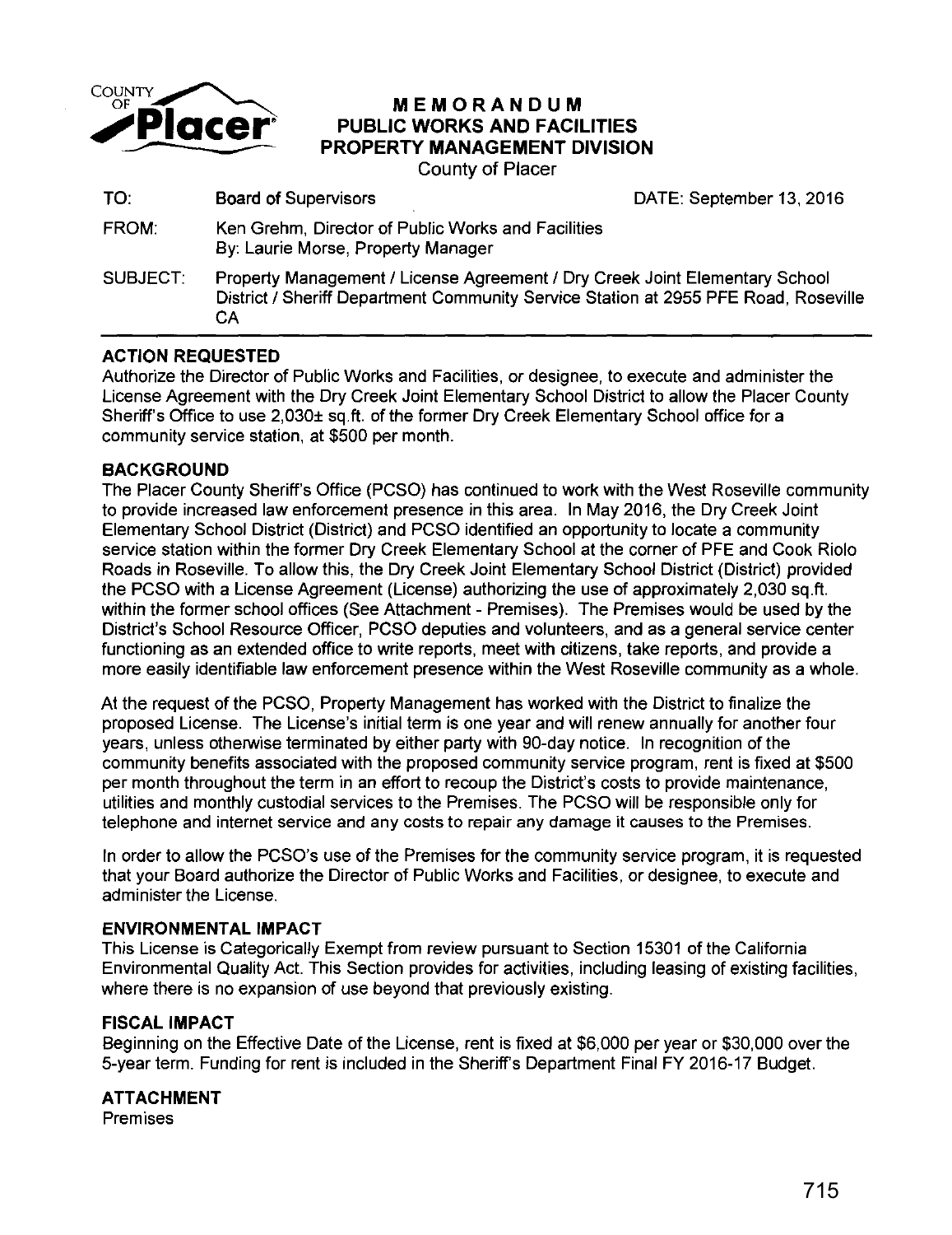COUNTY OF Placer

# MEMORANDUM
## PUBLIC WORKS AND FACILITIES
## PROPERTY MANAGEMENT DIVISION

County of Placer

| | | |
|---|---|---|
| TO: | Board of Supervisors | DATE: September 13, 2016 |
| FROM: | Ken Grehm, Director of Public Works and Facilities<br>By: Laurie Morse, Property Manager | |
| SUBJECT: | Property Management / License Agreement / Dry Creek Joint Elementary School District / Sheriff Department Community Service Station at 2955 PFE Road, Roseville CA | |

### ACTION REQUESTED

Authorize the Director of Public Works and Facilities, or designee, to execute and administer the License Agreement with the Dry Creek Joint Elementary School District to allow the Placer County Sheriff's Office to use 2,030± sq.ft. of the former Dry Creek Elementary School office for a community service station, at $500 per month.

### BACKGROUND

The Placer County Sheriff's Office (PCSO) has continued to work with the West Roseville community to provide increased law enforcement presence in this area. In May 2016, the Dry Creek Joint Elementary School District (District) and PCSO identified an opportunity to locate a community service station within the former Dry Creek Elementary School at the corner of PFE and Cook Riolo Roads in Roseville. To allow this, the Dry Creek Joint Elementary School District (District) provided the PCSO with a License Agreement (License) authorizing the use of approximately 2,030 sq.ft. within the former school offices (See Attachment - Premises). The Premises would be used by the District's School Resource Officer, PCSO deputies and volunteers, and as a general service center functioning as an extended office to write reports, meet with citizens, take reports, and provide a more easily identifiable law enforcement presence within the West Roseville community as a whole.

At the request of the PCSO, Property Management has worked with the District to finalize the proposed License. The License's initial term is one year and will renew annually for another four years, unless otherwise terminated by either party with 90-day notice. In recognition of the community benefits associated with the proposed community service program, rent is fixed at $500 per month throughout the term in an effort to recoup the District's costs to provide maintenance, utilities and monthly custodial services to the Premises. The PCSO will be responsible only for telephone and internet service and any costs to repair any damage it causes to the Premises.

In order to allow the PCSO's use of the Premises for the community service program, it is requested that your Board authorize the Director of Public Works and Facilities, or designee, to execute and administer the License.

### ENVIRONMENTAL IMPACT

This License is Categorically Exempt from review pursuant to Section 15301 of the California Environmental Quality Act. This Section provides for activities, including leasing of existing facilities, where there is no expansion of use beyond that previously existing.

### FISCAL IMPACT

Beginning on the Effective Date of the License, rent is fixed at $6,000 per year or $30,000 over the 5-year term. Funding for rent is included in the Sheriff's Department Final FY 2016-17 Budget.

### ATTACHMENT

Premises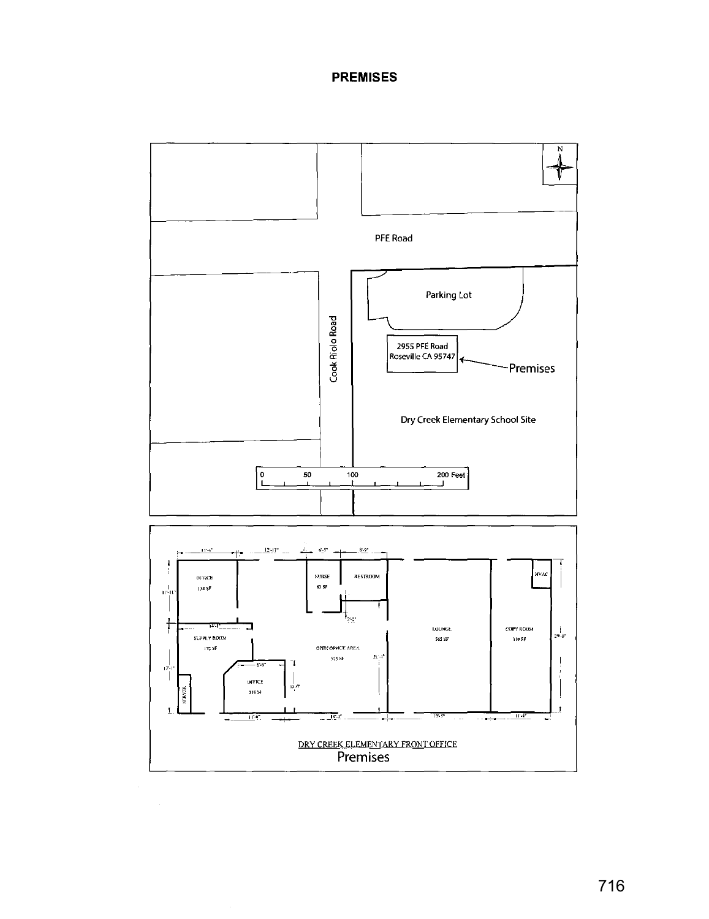# PREMISES

N

PFE Road

Parking Lot

Cook Riolo Road

2955 PFE Road
Roseville CA 95747

Premises

Dry Creek Elementary School Site

0 50 100 200 Feet

OFFICE
134 SF

NURSE
63 SF

RESTROOM

HVAC

SUPPLY ROOM
170 SF

OPEN OFFICE AREA
525 SF

LOUNGE
565 SF

COPY ROOM
310 SF

OFFICE
110 SF

SERVER

DRY CREEK ELEMENTARY FRONT OFFICE

Premises